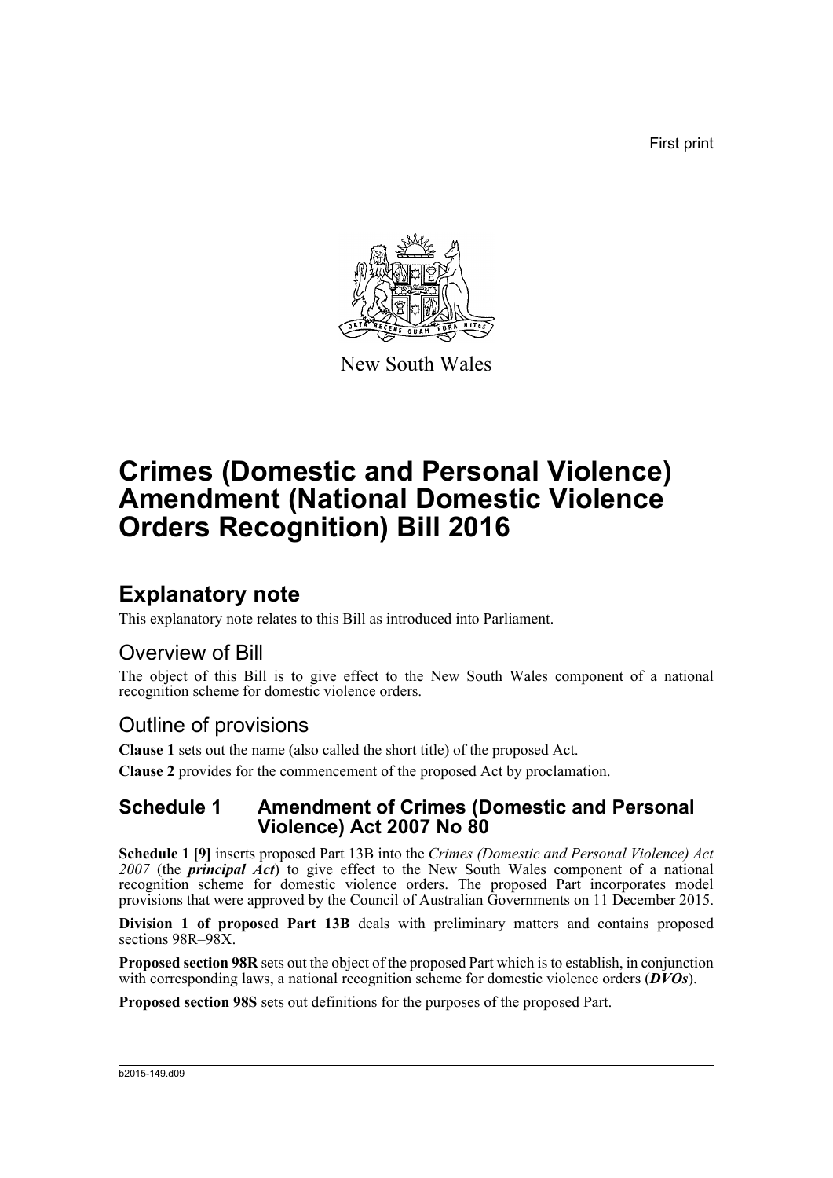First print

New South Wales

# Crimes (Domestic and Personal Violence) Amendment (National Domestic Violence Orders Recognition) Bill 2016

## Explanatory note

This explanatory note relates to this Bill as introduced into Parliament.

### Overview of Bill

The object of this Bill is to give effect to the New South Wales component of a national recognition scheme for domestic violence orders.

### Outline of provisions

**Clause 1** sets out the name (also called the short title) of the proposed Act.

**Clause 2** provides for the commencement of the proposed Act by proclamation.

### Schedule 1 Amendment of Crimes (Domestic and Personal Violence) Act 2007 No 80

**Schedule 1 [9]** inserts proposed Part 13B into the *Crimes (Domestic and Personal Violence) Act 2007* (the ***principal Act***) to give effect to the New South Wales component of a national recognition scheme for domestic violence orders. The proposed Part incorporates model provisions that were approved by the Council of Australian Governments on 11 December 2015.

**Division 1 of proposed Part 13B** deals with preliminary matters and contains proposed sections 98R–98X.

**Proposed section 98R** sets out the object of the proposed Part which is to establish, in conjunction with corresponding laws, a national recognition scheme for domestic violence orders (***DVOs***).

**Proposed section 98S** sets out definitions for the purposes of the proposed Part.

b2015-149.d09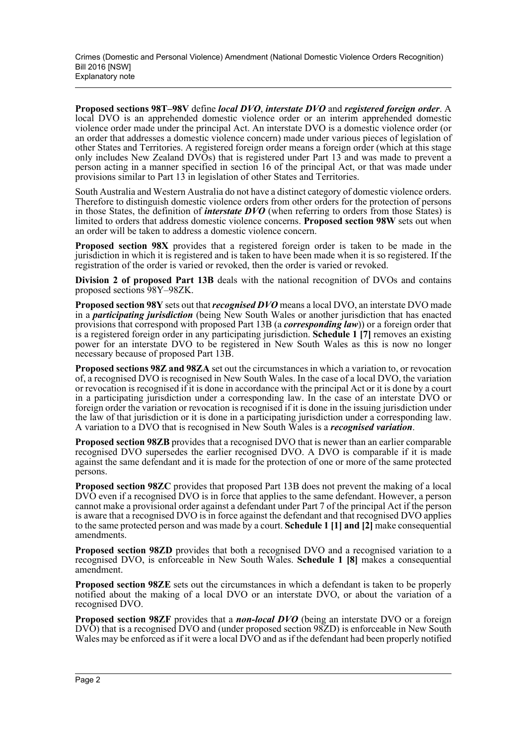**Proposed sections 98T–98V** define ***local DVO***, ***interstate DVO*** and ***registered foreign order***. A local DVO is an apprehended domestic violence order or an interim apprehended domestic violence order made under the principal Act. An interstate DVO is a domestic violence order (or an order that addresses a domestic violence concern) made under various pieces of legislation of other States and Territories. A registered foreign order means a foreign order (which at this stage only includes New Zealand DVOs) that is registered under Part 13 and was made to prevent a person acting in a manner specified in section 16 of the principal Act, or that was made under provisions similar to Part 13 in legislation of other States and Territories.

South Australia and Western Australia do not have a distinct category of domestic violence orders. Therefore to distinguish domestic violence orders from other orders for the protection of persons in those States, the definition of ***interstate DVO*** (when referring to orders from those States) is limited to orders that address domestic violence concerns. **Proposed section 98W** sets out when an order will be taken to address a domestic violence concern.

**Proposed section 98X** provides that a registered foreign order is taken to be made in the jurisdiction in which it is registered and is taken to have been made when it is so registered. If the registration of the order is varied or revoked, then the order is varied or revoked.

**Division 2 of proposed Part 13B** deals with the national recognition of DVOs and contains proposed sections 98Y–98ZK.

**Proposed section 98Y** sets out that ***recognised DVO*** means a local DVO, an interstate DVO made in a ***participating jurisdiction*** (being New South Wales or another jurisdiction that has enacted provisions that correspond with proposed Part 13B (a ***corresponding law***)) or a foreign order that is a registered foreign order in any participating jurisdiction. **Schedule 1 [7]** removes an existing power for an interstate DVO to be registered in New South Wales as this is now no longer necessary because of proposed Part 13B.

**Proposed sections 98Z and 98ZA** set out the circumstances in which a variation to, or revocation of, a recognised DVO is recognised in New South Wales. In the case of a local DVO, the variation or revocation is recognised if it is done in accordance with the principal Act or it is done by a court in a participating jurisdiction under a corresponding law. In the case of an interstate DVO or foreign order the variation or revocation is recognised if it is done in the issuing jurisdiction under the law of that jurisdiction or it is done in a participating jurisdiction under a corresponding law. A variation to a DVO that is recognised in New South Wales is a ***recognised variation***.

**Proposed section 98ZB** provides that a recognised DVO that is newer than an earlier comparable recognised DVO supersedes the earlier recognised DVO. A DVO is comparable if it is made against the same defendant and it is made for the protection of one or more of the same protected persons.

**Proposed section 98ZC** provides that proposed Part 13B does not prevent the making of a local DVO even if a recognised DVO is in force that applies to the same defendant. However, a person cannot make a provisional order against a defendant under Part 7 of the principal Act if the person is aware that a recognised DVO is in force against the defendant and that recognised DVO applies to the same protected person and was made by a court. **Schedule 1 [1] and [2]** make consequential amendments.

**Proposed section 98ZD** provides that both a recognised DVO and a recognised variation to a recognised DVO, is enforceable in New South Wales. **Schedule 1 [8]** makes a consequential amendment.

**Proposed section 98ZE** sets out the circumstances in which a defendant is taken to be properly notified about the making of a local DVO or an interstate DVO, or about the variation of a recognised DVO.

**Proposed section 98ZF** provides that a ***non-local DVO*** (being an interstate DVO or a foreign DVO) that is a recognised DVO and (under proposed section 98ZD) is enforceable in New South Wales may be enforced as if it were a local DVO and as if the defendant had been properly notified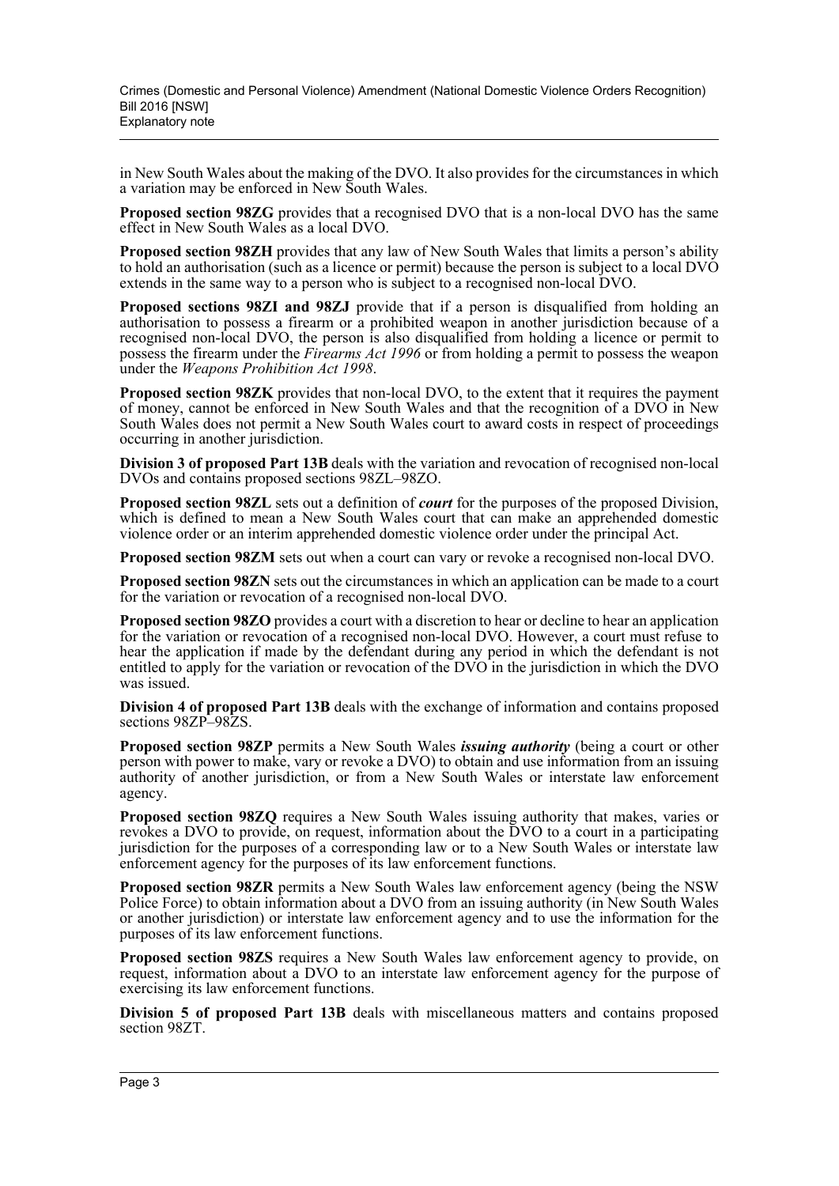in New South Wales about the making of the DVO. It also provides for the circumstances in which a variation may be enforced in New South Wales.

**Proposed section 98ZG** provides that a recognised DVO that is a non-local DVO has the same effect in New South Wales as a local DVO.

**Proposed section 98ZH** provides that any law of New South Wales that limits a person's ability to hold an authorisation (such as a licence or permit) because the person is subject to a local DVO extends in the same way to a person who is subject to a recognised non-local DVO.

**Proposed sections 98ZI and 98ZJ** provide that if a person is disqualified from holding an authorisation to possess a firearm or a prohibited weapon in another jurisdiction because of a recognised non-local DVO, the person is also disqualified from holding a licence or permit to possess the firearm under the *Firearms Act 1996* or from holding a permit to possess the weapon under the *Weapons Prohibition Act 1998*.

**Proposed section 98ZK** provides that non-local DVO, to the extent that it requires the payment of money, cannot be enforced in New South Wales and that the recognition of a DVO in New South Wales does not permit a New South Wales court to award costs in respect of proceedings occurring in another jurisdiction.

**Division 3 of proposed Part 13B** deals with the variation and revocation of recognised non-local DVOs and contains proposed sections 98ZL–98ZO.

**Proposed section 98ZL** sets out a definition of ***court*** for the purposes of the proposed Division, which is defined to mean a New South Wales court that can make an apprehended domestic violence order or an interim apprehended domestic violence order under the principal Act.

**Proposed section 98ZM** sets out when a court can vary or revoke a recognised non-local DVO.

**Proposed section 98ZN** sets out the circumstances in which an application can be made to a court for the variation or revocation of a recognised non-local DVO.

**Proposed section 98ZO** provides a court with a discretion to hear or decline to hear an application for the variation or revocation of a recognised non-local DVO. However, a court must refuse to hear the application if made by the defendant during any period in which the defendant is not entitled to apply for the variation or revocation of the DVO in the jurisdiction in which the DVO was issued.

**Division 4 of proposed Part 13B** deals with the exchange of information and contains proposed sections 98ZP–98ZS.

**Proposed section 98ZP** permits a New South Wales ***issuing authority*** (being a court or other person with power to make, vary or revoke a DVO) to obtain and use information from an issuing authority of another jurisdiction, or from a New South Wales or interstate law enforcement agency.

**Proposed section 98ZQ** requires a New South Wales issuing authority that makes, varies or revokes a DVO to provide, on request, information about the DVO to a court in a participating jurisdiction for the purposes of a corresponding law or to a New South Wales or interstate law enforcement agency for the purposes of its law enforcement functions.

**Proposed section 98ZR** permits a New South Wales law enforcement agency (being the NSW Police Force) to obtain information about a DVO from an issuing authority (in New South Wales or another jurisdiction) or interstate law enforcement agency and to use the information for the purposes of its law enforcement functions.

**Proposed section 98ZS** requires a New South Wales law enforcement agency to provide, on request, information about a DVO to an interstate law enforcement agency for the purpose of exercising its law enforcement functions.

**Division 5 of proposed Part 13B** deals with miscellaneous matters and contains proposed section 98ZT.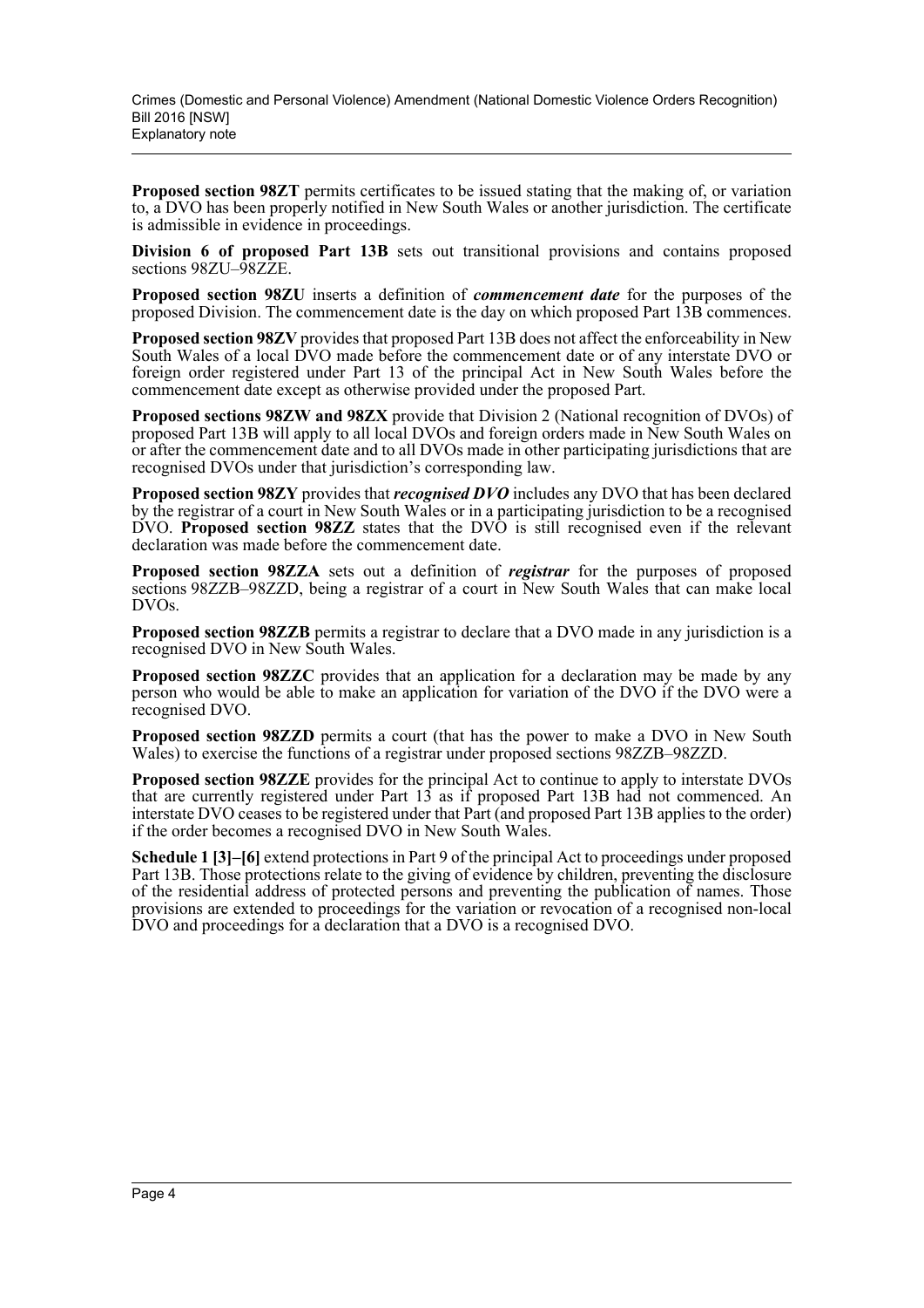**Proposed section 98ZT** permits certificates to be issued stating that the making of, or variation to, a DVO has been properly notified in New South Wales or another jurisdiction. The certificate is admissible in evidence in proceedings.

**Division 6 of proposed Part 13B** sets out transitional provisions and contains proposed sections 98ZU–98ZZE.

**Proposed section 98ZU** inserts a definition of ***commencement date*** for the purposes of the proposed Division. The commencement date is the day on which proposed Part 13B commences.

**Proposed section 98ZV** provides that proposed Part 13B does not affect the enforceability in New South Wales of a local DVO made before the commencement date or of any interstate DVO or foreign order registered under Part 13 of the principal Act in New South Wales before the commencement date except as otherwise provided under the proposed Part.

**Proposed sections 98ZW and 98ZX** provide that Division 2 (National recognition of DVOs) of proposed Part 13B will apply to all local DVOs and foreign orders made in New South Wales on or after the commencement date and to all DVOs made in other participating jurisdictions that are recognised DVOs under that jurisdiction's corresponding law.

**Proposed section 98ZY** provides that ***recognised DVO*** includes any DVO that has been declared by the registrar of a court in New South Wales or in a participating jurisdiction to be a recognised DVO. **Proposed section 98ZZ** states that the DVO is still recognised even if the relevant declaration was made before the commencement date.

**Proposed section 98ZZA** sets out a definition of ***registrar*** for the purposes of proposed sections 98ZZB–98ZZD, being a registrar of a court in New South Wales that can make local DVOs.

**Proposed section 98ZZB** permits a registrar to declare that a DVO made in any jurisdiction is a recognised DVO in New South Wales.

**Proposed section 98ZZC** provides that an application for a declaration may be made by any person who would be able to make an application for variation of the DVO if the DVO were a recognised DVO.

**Proposed section 98ZZD** permits a court (that has the power to make a DVO in New South Wales) to exercise the functions of a registrar under proposed sections 98ZZB–98ZZD.

**Proposed section 98ZZE** provides for the principal Act to continue to apply to interstate DVOs that are currently registered under Part 13 as if proposed Part 13B had not commenced. An interstate DVO ceases to be registered under that Part (and proposed Part 13B applies to the order) if the order becomes a recognised DVO in New South Wales.

**Schedule 1 [3]–[6]** extend protections in Part 9 of the principal Act to proceedings under proposed Part 13B. Those protections relate to the giving of evidence by children, preventing the disclosure of the residential address of protected persons and preventing the publication of names. Those provisions are extended to proceedings for the variation or revocation of a recognised non-local DVO and proceedings for a declaration that a DVO is a recognised DVO.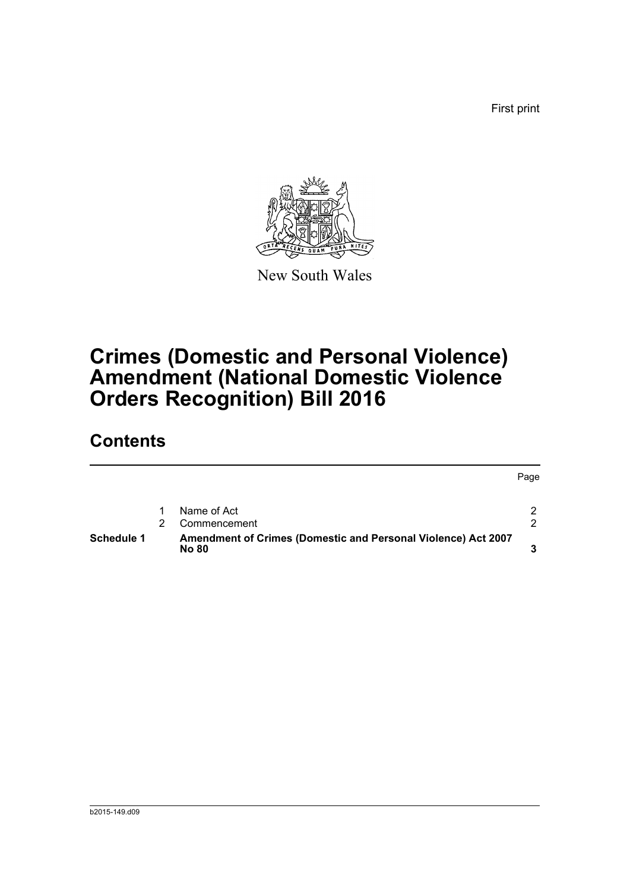First print

New South Wales

# Crimes (Domestic and Personal Violence) Amendment (National Domestic Violence Orders Recognition) Bill 2016

## Contents

| | | | Page |
|---|---|---|---|
| | 1 | Name of Act | 2 |
| | 2 | Commencement | 2 |
| **Schedule 1** | | **Amendment of Crimes (Domestic and Personal Violence) Act 2007 No 80** | **3** |

b2015-149.d09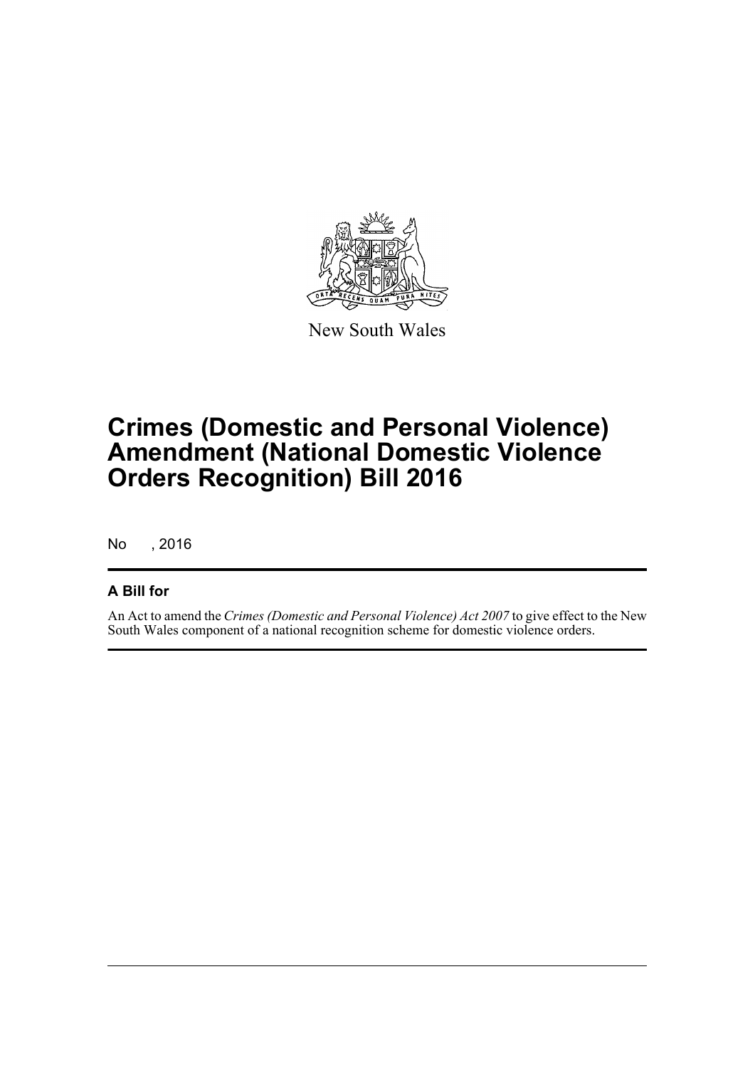New South Wales

# Crimes (Domestic and Personal Violence) Amendment (National Domestic Violence Orders Recognition) Bill 2016

No , 2016

## A Bill for

An Act to amend the *Crimes (Domestic and Personal Violence) Act 2007* to give effect to the New South Wales component of a national recognition scheme for domestic violence orders.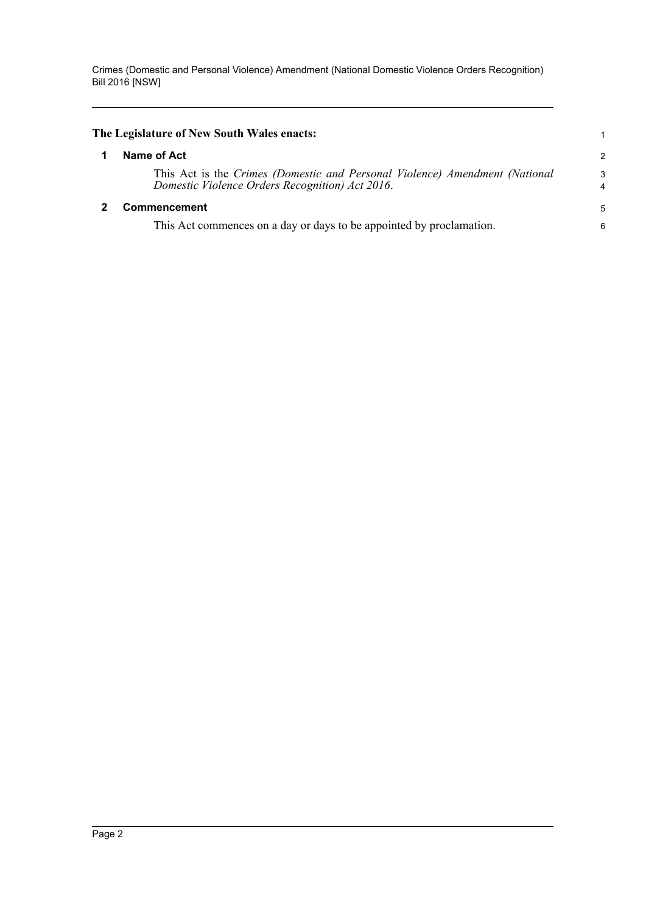**The Legislature of New South Wales enacts:**

## 1 Name of Act

This Act is the *Crimes (Domestic and Personal Violence) Amendment (National Domestic Violence Orders Recognition) Act 2016*.

## 2 Commencement

This Act commences on a day or days to be appointed by proclamation.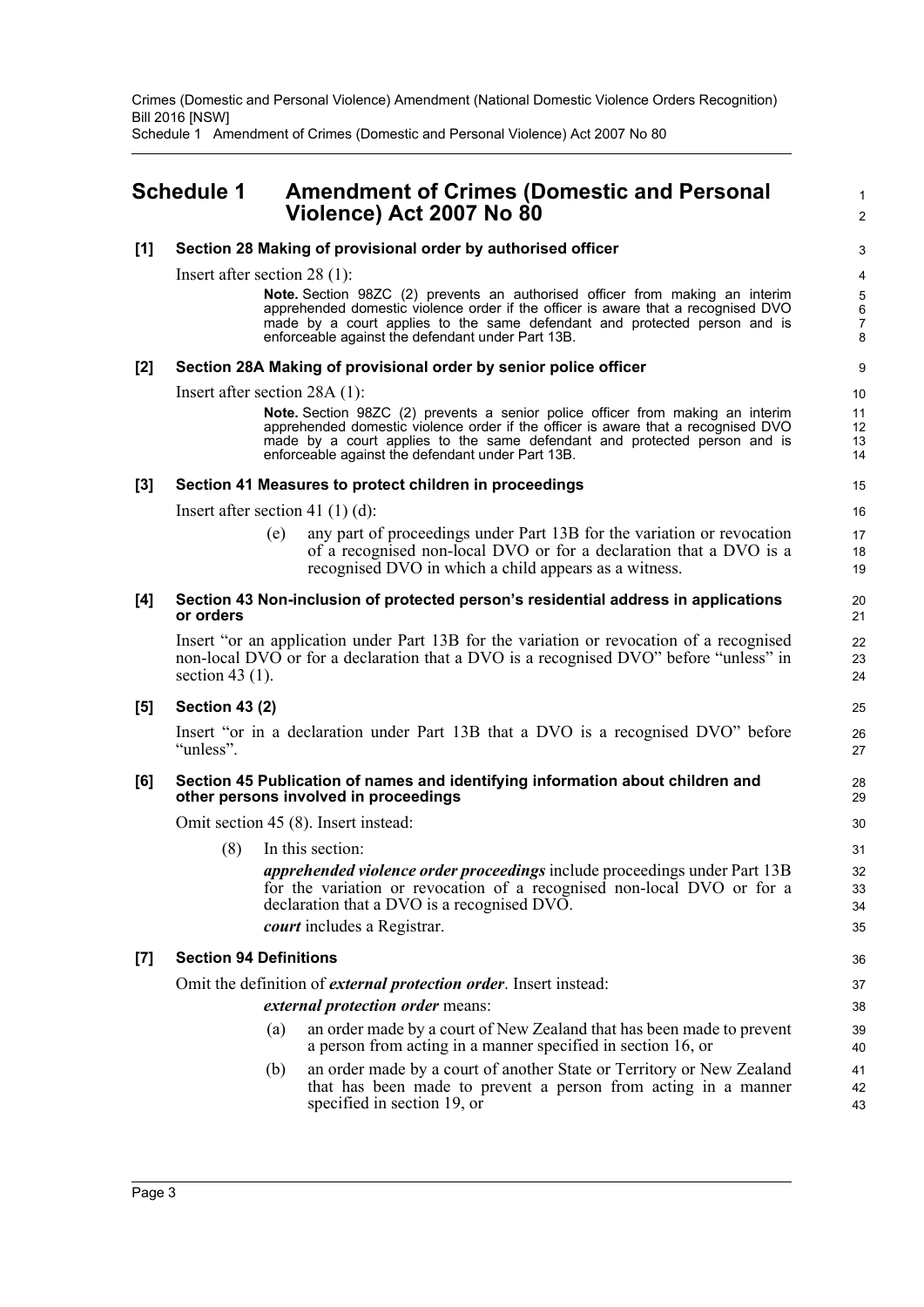# Schedule 1 Amendment of Crimes (Domestic and Personal Violence) Act 2007 No 80

**[1] Section 28 Making of provisional order by authorised officer**

Insert after section 28 (1):

> **Note.** Section 98ZC (2) prevents an authorised officer from making an interim apprehended domestic violence order if the officer is aware that a recognised DVO made by a court applies to the same defendant and protected person and is enforceable against the defendant under Part 13B.

**[2] Section 28A Making of provisional order by senior police officer**

Insert after section 28A (1):

> **Note.** Section 98ZC (2) prevents a senior police officer from making an interim apprehended domestic violence order if the officer is aware that a recognised DVO made by a court applies to the same defendant and protected person and is enforceable against the defendant under Part 13B.

**[3] Section 41 Measures to protect children in proceedings**

Insert after section 41 (1) (d):

> (e) any part of proceedings under Part 13B for the variation or revocation of a recognised non-local DVO or for a declaration that a DVO is a recognised DVO in which a child appears as a witness.

**[4] Section 43 Non-inclusion of protected person's residential address in applications or orders**

Insert "or an application under Part 13B for the variation or revocation of a recognised non-local DVO or for a declaration that a DVO is a recognised DVO" before "unless" in section 43 (1).

**[5] Section 43 (2)**

Insert "or in a declaration under Part 13B that a DVO is a recognised DVO" before "unless".

**[6] Section 45 Publication of names and identifying information about children and other persons involved in proceedings**

Omit section 45 (8). Insert instead:

> (8) In this section:
>
> ***apprehended violence order proceedings*** include proceedings under Part 13B for the variation or revocation of a recognised non-local DVO or for a declaration that a DVO is a recognised DVO.
>
> ***court*** includes a Registrar.

**[7] Section 94 Definitions**

Omit the definition of ***external protection order***. Insert instead:

> ***external protection order*** means:
>
> (a) an order made by a court of New Zealand that has been made to prevent a person from acting in a manner specified in section 16, or
>
> (b) an order made by a court of another State or Territory or New Zealand that has been made to prevent a person from acting in a manner specified in section 19, or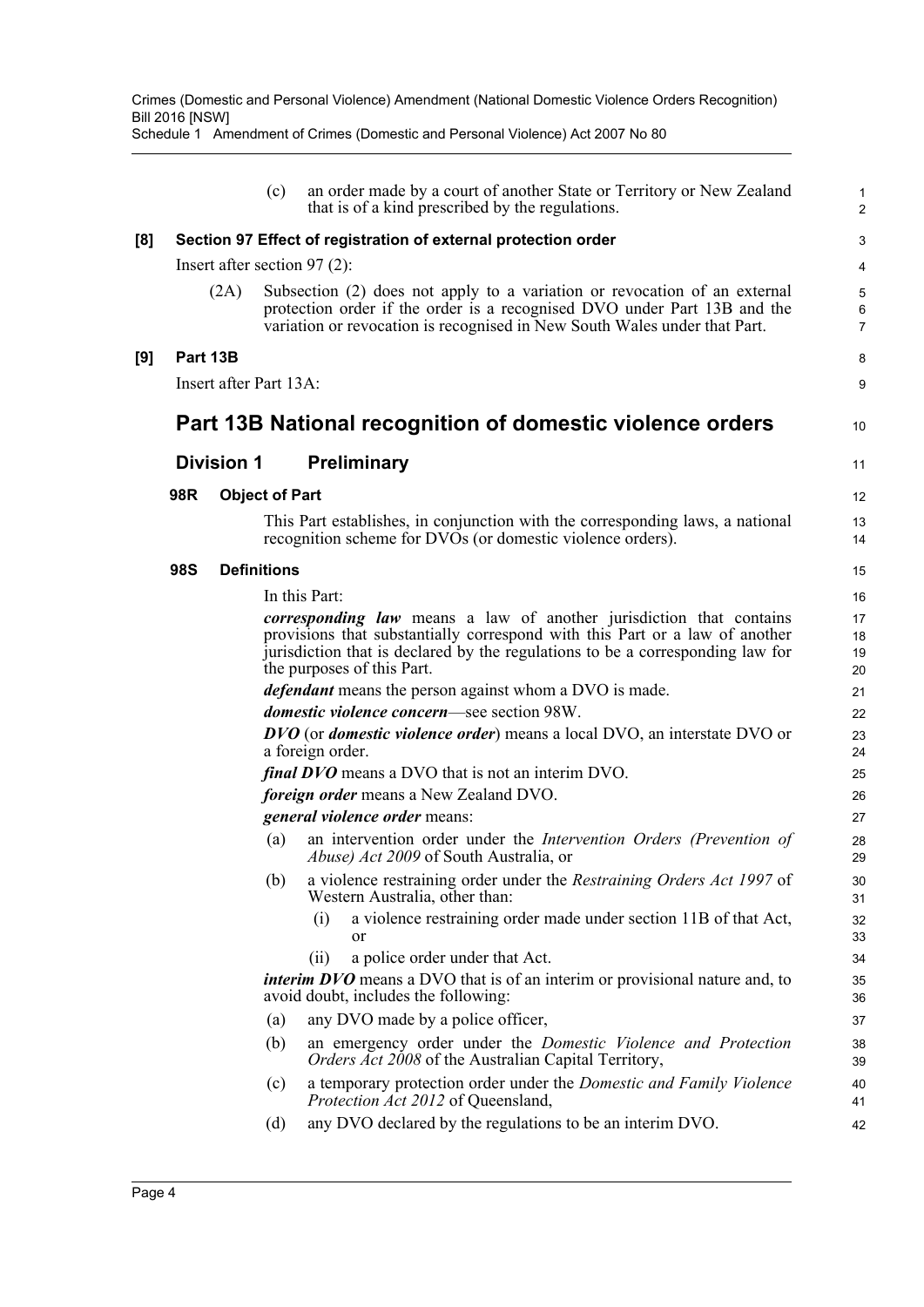(c) an order made by a court of another State or Territory or New Zealand that is of a kind prescribed by the regulations.

**[8] Section 97 Effect of registration of external protection order**

Insert after section 97 (2):

(2A) Subsection (2) does not apply to a variation or revocation of an external protection order if the order is a recognised DVO under Part 13B and the variation or revocation is recognised in New South Wales under that Part.

**[9] Part 13B**

Insert after Part 13A:

# Part 13B National recognition of domestic violence orders

## Division 1 Preliminary

### 98R Object of Part

This Part establishes, in conjunction with the corresponding laws, a national recognition scheme for DVOs (or domestic violence orders).

### 98S Definitions

In this Part:

***corresponding law*** means a law of another jurisdiction that contains provisions that substantially correspond with this Part or a law of another jurisdiction that is declared by the regulations to be a corresponding law for the purposes of this Part.

***defendant*** means the person against whom a DVO is made.

***domestic violence concern***—see section 98W.

***DVO*** (or ***domestic violence order***) means a local DVO, an interstate DVO or a foreign order.

***final DVO*** means a DVO that is not an interim DVO.

***foreign order*** means a New Zealand DVO.

***general violence order*** means:

(a) an intervention order under the *Intervention Orders (Prevention of Abuse) Act 2009* of South Australia, or

(b) a violence restraining order under the *Restraining Orders Act 1997* of Western Australia, other than:

(i) a violence restraining order made under section 11B of that Act, or

(ii) a police order under that Act.

***interim DVO*** means a DVO that is of an interim or provisional nature and, to avoid doubt, includes the following:

(a) any DVO made by a police officer,

(b) an emergency order under the *Domestic Violence and Protection Orders Act 2008* of the Australian Capital Territory,

(c) a temporary protection order under the *Domestic and Family Violence Protection Act 2012* of Queensland,

(d) any DVO declared by the regulations to be an interim DVO.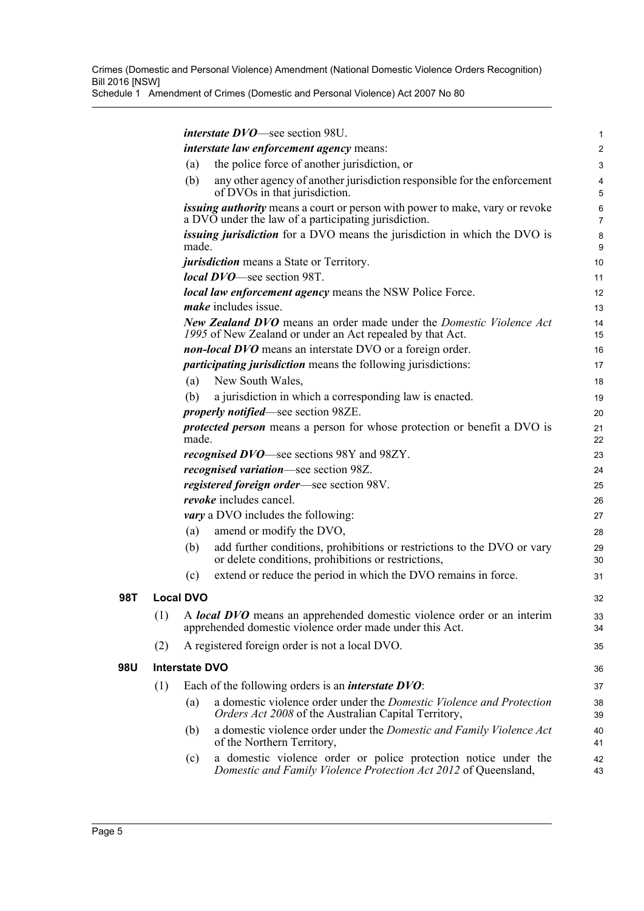***interstate DVO***—see section 98U.

***interstate law enforcement agency*** means:

(a) the police force of another jurisdiction, or

(b) any other agency of another jurisdiction responsible for the enforcement of DVOs in that jurisdiction.

***issuing authority*** means a court or person with power to make, vary or revoke a DVO under the law of a participating jurisdiction.

***issuing jurisdiction*** for a DVO means the jurisdiction in which the DVO is made.

***jurisdiction*** means a State or Territory.

***local DVO***—see section 98T.

***local law enforcement agency*** means the NSW Police Force.

***make*** includes issue.

***New Zealand DVO*** means an order made under the *Domestic Violence Act 1995* of New Zealand or under an Act repealed by that Act.

***non-local DVO*** means an interstate DVO or a foreign order.

***participating jurisdiction*** means the following jurisdictions:

(a) New South Wales,

(b) a jurisdiction in which a corresponding law is enacted.

***properly notified***—see section 98ZE.

***protected person*** means a person for whose protection or benefit a DVO is made.

***recognised DVO***—see sections 98Y and 98ZY.

***recognised variation***—see section 98Z.

***registered foreign order***—see section 98V.

***revoke*** includes cancel.

***vary*** a DVO includes the following:

(a) amend or modify the DVO,

(b) add further conditions, prohibitions or restrictions to the DVO or vary or delete conditions, prohibitions or restrictions,

(c) extend or reduce the period in which the DVO remains in force.

## 98T Local DVO

(1) A ***local DVO*** means an apprehended domestic violence order or an interim apprehended domestic violence order made under this Act.

(2) A registered foreign order is not a local DVO.

## 98U Interstate DVO

(1) Each of the following orders is an ***interstate DVO***:

(a) a domestic violence order under the *Domestic Violence and Protection Orders Act 2008* of the Australian Capital Territory,

(b) a domestic violence order under the *Domestic and Family Violence Act* of the Northern Territory,

(c) a domestic violence order or police protection notice under the *Domestic and Family Violence Protection Act 2012* of Queensland,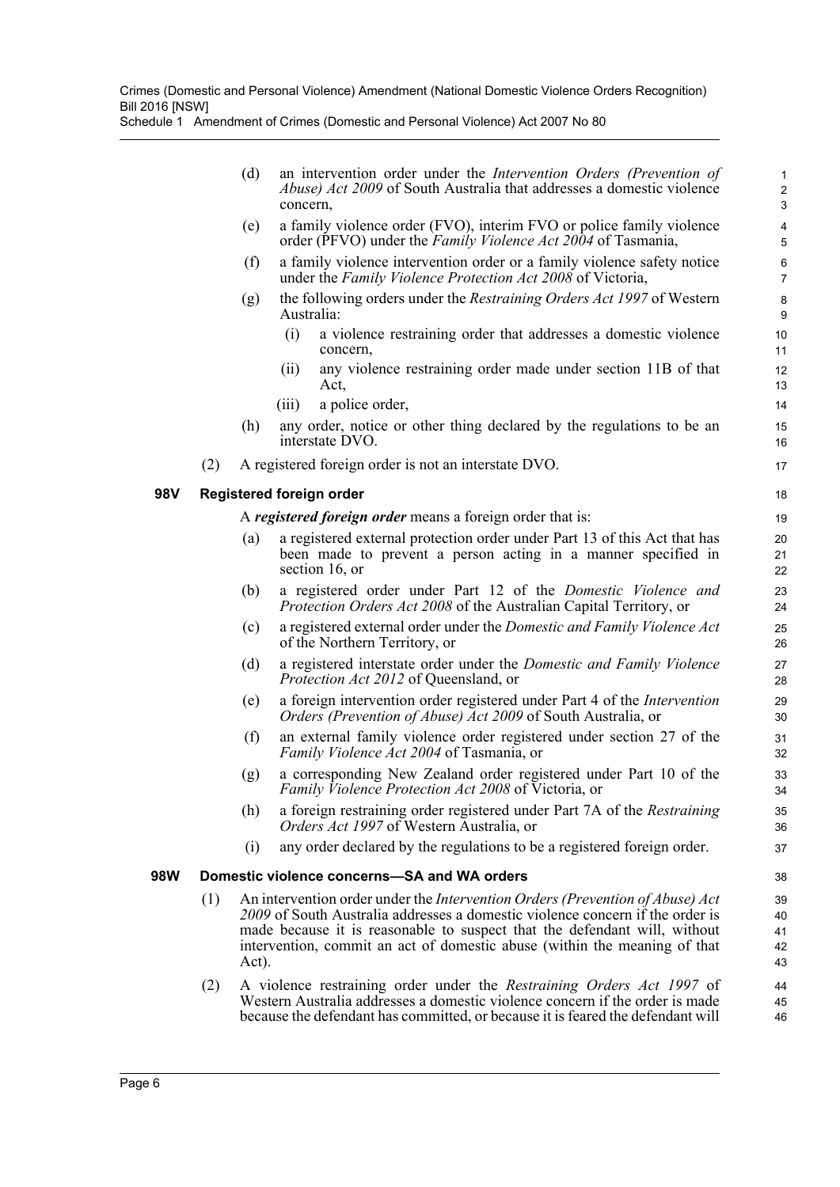(d) an intervention order under the *Intervention Orders (Prevention of Abuse) Act 2009* of South Australia that addresses a domestic violence concern,

(e) a family violence order (FVO), interim FVO or police family violence order (PFVO) under the *Family Violence Act 2004* of Tasmania,

(f) a family violence intervention order or a family violence safety notice under the *Family Violence Protection Act 2008* of Victoria,

(g) the following orders under the *Restraining Orders Act 1997* of Western Australia:

(i) a violence restraining order that addresses a domestic violence concern,

(ii) any violence restraining order made under section 11B of that Act,

(iii) a police order,

(h) any order, notice or other thing declared by the regulations to be an interstate DVO.

(2) A registered foreign order is not an interstate DVO.

### 98V Registered foreign order

A ***registered foreign order*** means a foreign order that is:

(a) a registered external protection order under Part 13 of this Act that has been made to prevent a person acting in a manner specified in section 16, or

(b) a registered order under Part 12 of the *Domestic Violence and Protection Orders Act 2008* of the Australian Capital Territory, or

(c) a registered external order under the *Domestic and Family Violence Act* of the Northern Territory, or

(d) a registered interstate order under the *Domestic and Family Violence Protection Act 2012* of Queensland, or

(e) a foreign intervention order registered under Part 4 of the *Intervention Orders (Prevention of Abuse) Act 2009* of South Australia, or

(f) an external family violence order registered under section 27 of the *Family Violence Act 2004* of Tasmania, or

(g) a corresponding New Zealand order registered under Part 10 of the *Family Violence Protection Act 2008* of Victoria, or

(h) a foreign restraining order registered under Part 7A of the *Restraining Orders Act 1997* of Western Australia, or

(i) any order declared by the regulations to be a registered foreign order.

### 98W Domestic violence concerns—SA and WA orders

(1) An intervention order under the *Intervention Orders (Prevention of Abuse) Act 2009* of South Australia addresses a domestic violence concern if the order is made because it is reasonable to suspect that the defendant will, without intervention, commit an act of domestic abuse (within the meaning of that Act).

(2) A violence restraining order under the *Restraining Orders Act 1997* of Western Australia addresses a domestic violence concern if the order is made because the defendant has committed, or because it is feared the defendant will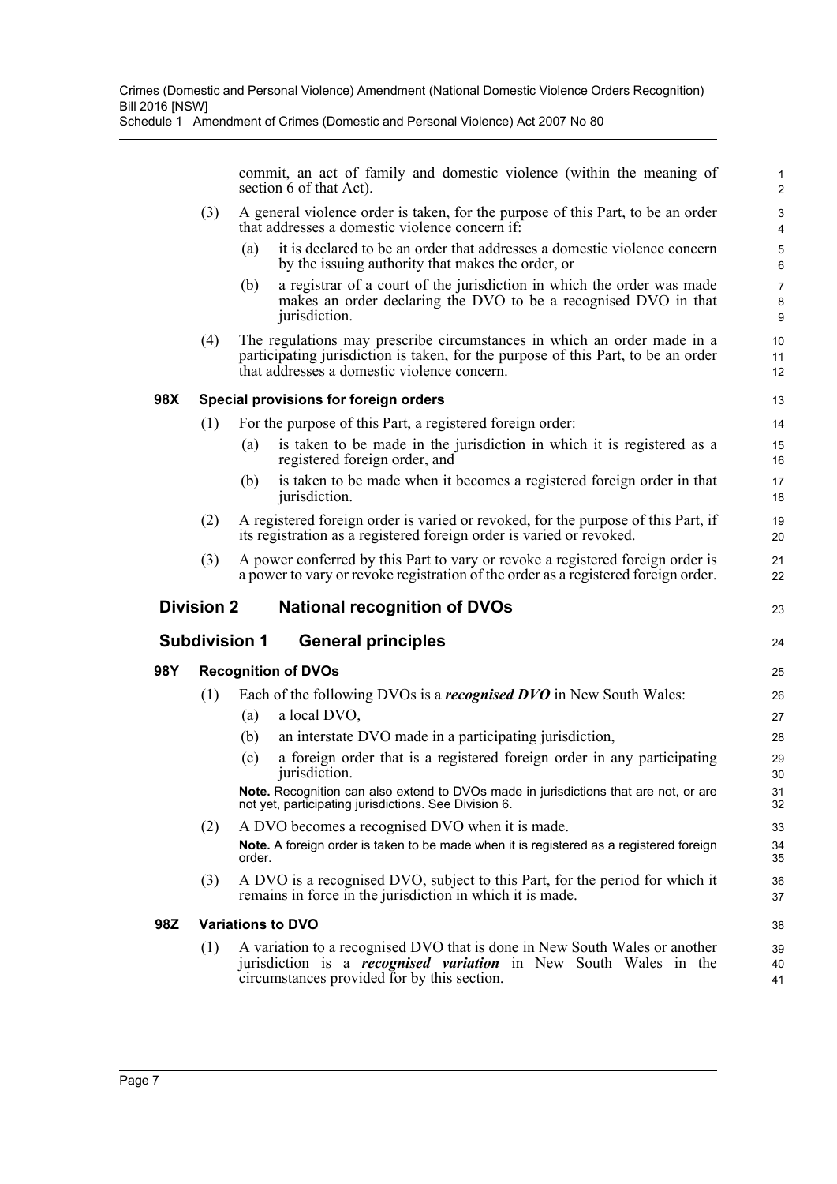commit, an act of family and domestic violence (within the meaning of section 6 of that Act).

(3) A general violence order is taken, for the purpose of this Part, to be an order that addresses a domestic violence concern if:

(a) it is declared to be an order that addresses a domestic violence concern by the issuing authority that makes the order, or

(b) a registrar of a court of the jurisdiction in which the order was made makes an order declaring the DVO to be a recognised DVO in that jurisdiction.

(4) The regulations may prescribe circumstances in which an order made in a participating jurisdiction is taken, for the purpose of this Part, to be an order that addresses a domestic violence concern.

**98X Special provisions for foreign orders**

(1) For the purpose of this Part, a registered foreign order:

(a) is taken to be made in the jurisdiction in which it is registered as a registered foreign order, and

(b) is taken to be made when it becomes a registered foreign order in that jurisdiction.

(2) A registered foreign order is varied or revoked, for the purpose of this Part, if its registration as a registered foreign order is varied or revoked.

(3) A power conferred by this Part to vary or revoke a registered foreign order is a power to vary or revoke registration of the order as a registered foreign order.

## Division 2 National recognition of DVOs

### Subdivision 1 General principles

**98Y Recognition of DVOs**

(1) Each of the following DVOs is a ***recognised DVO*** in New South Wales:

(a) a local DVO,

(b) an interstate DVO made in a participating jurisdiction,

(c) a foreign order that is a registered foreign order in any participating jurisdiction.

**Note.** Recognition can also extend to DVOs made in jurisdictions that are not, or are not yet, participating jurisdictions. See Division 6.

(2) A DVO becomes a recognised DVO when it is made.

**Note.** A foreign order is taken to be made when it is registered as a registered foreign order.

(3) A DVO is a recognised DVO, subject to this Part, for the period for which it remains in force in the jurisdiction in which it is made.

**98Z Variations to DVO**

(1) A variation to a recognised DVO that is done in New South Wales or another jurisdiction is a ***recognised variation*** in New South Wales in the circumstances provided for by this section.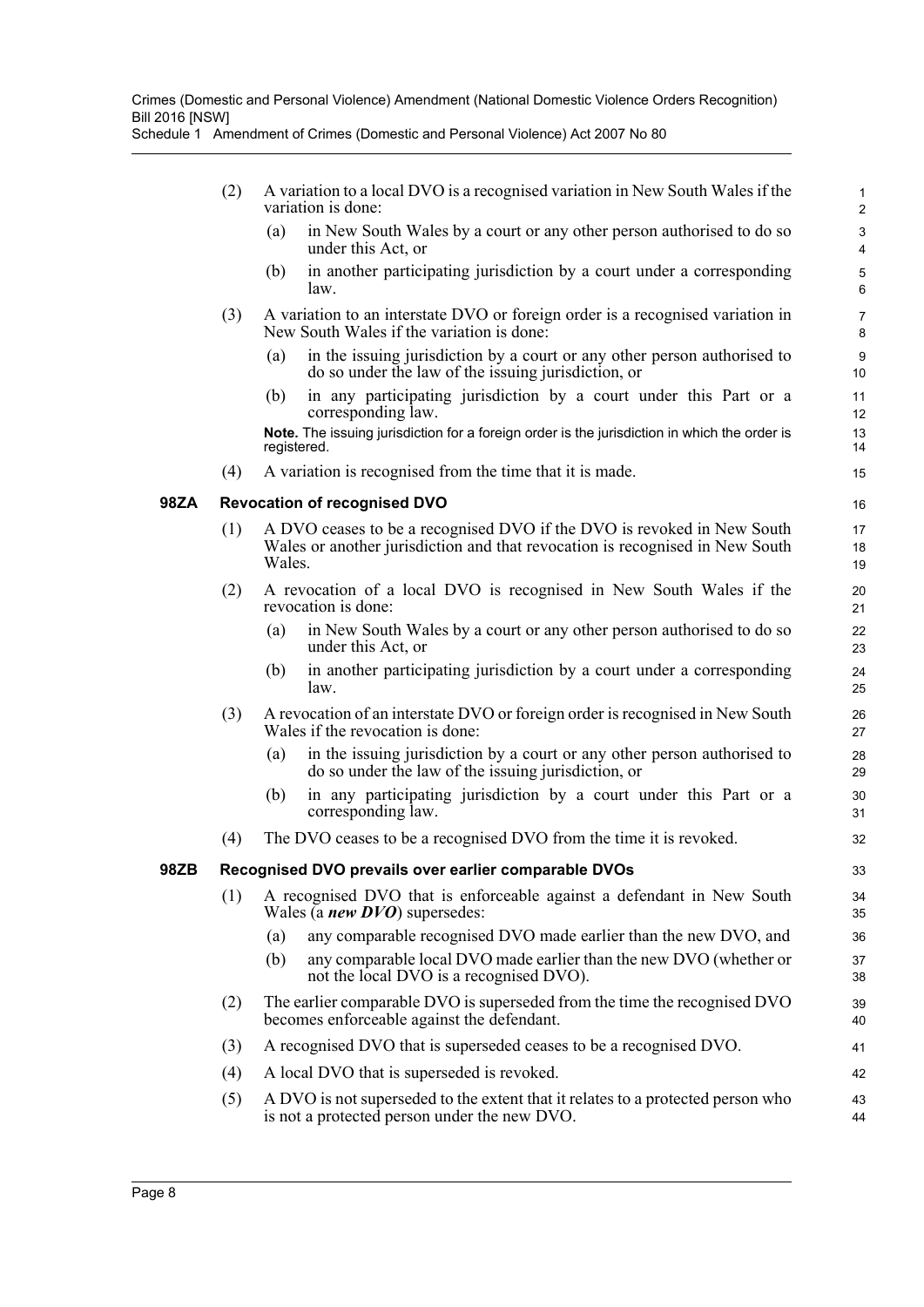(2) A variation to a local DVO is a recognised variation in New South Wales if the variation is done:

   (a) in New South Wales by a court or any other person authorised to do so under this Act, or

   (b) in another participating jurisdiction by a court under a corresponding law.

(3) A variation to an interstate DVO or foreign order is a recognised variation in New South Wales if the variation is done:

   (a) in the issuing jurisdiction by a court or any other person authorised to do so under the law of the issuing jurisdiction, or

   (b) in any participating jurisdiction by a court under this Part or a corresponding law.

   **Note.** The issuing jurisdiction for a foreign order is the jurisdiction in which the order is registered.

(4) A variation is recognised from the time that it is made.

### 98ZA Revocation of recognised DVO

(1) A DVO ceases to be a recognised DVO if the DVO is revoked in New South Wales or another jurisdiction and that revocation is recognised in New South Wales.

(2) A revocation of a local DVO is recognised in New South Wales if the revocation is done:

   (a) in New South Wales by a court or any other person authorised to do so under this Act, or

   (b) in another participating jurisdiction by a court under a corresponding law.

(3) A revocation of an interstate DVO or foreign order is recognised in New South Wales if the revocation is done:

   (a) in the issuing jurisdiction by a court or any other person authorised to do so under the law of the issuing jurisdiction, or

   (b) in any participating jurisdiction by a court under this Part or a corresponding law.

(4) The DVO ceases to be a recognised DVO from the time it is revoked.

### 98ZB Recognised DVO prevails over earlier comparable DVOs

(1) A recognised DVO that is enforceable against a defendant in New South Wales (a ***new DVO***) supersedes:

   (a) any comparable recognised DVO made earlier than the new DVO, and

   (b) any comparable local DVO made earlier than the new DVO (whether or not the local DVO is a recognised DVO).

(2) The earlier comparable DVO is superseded from the time the recognised DVO becomes enforceable against the defendant.

(3) A recognised DVO that is superseded ceases to be a recognised DVO.

(4) A local DVO that is superseded is revoked.

(5) A DVO is not superseded to the extent that it relates to a protected person who is not a protected person under the new DVO.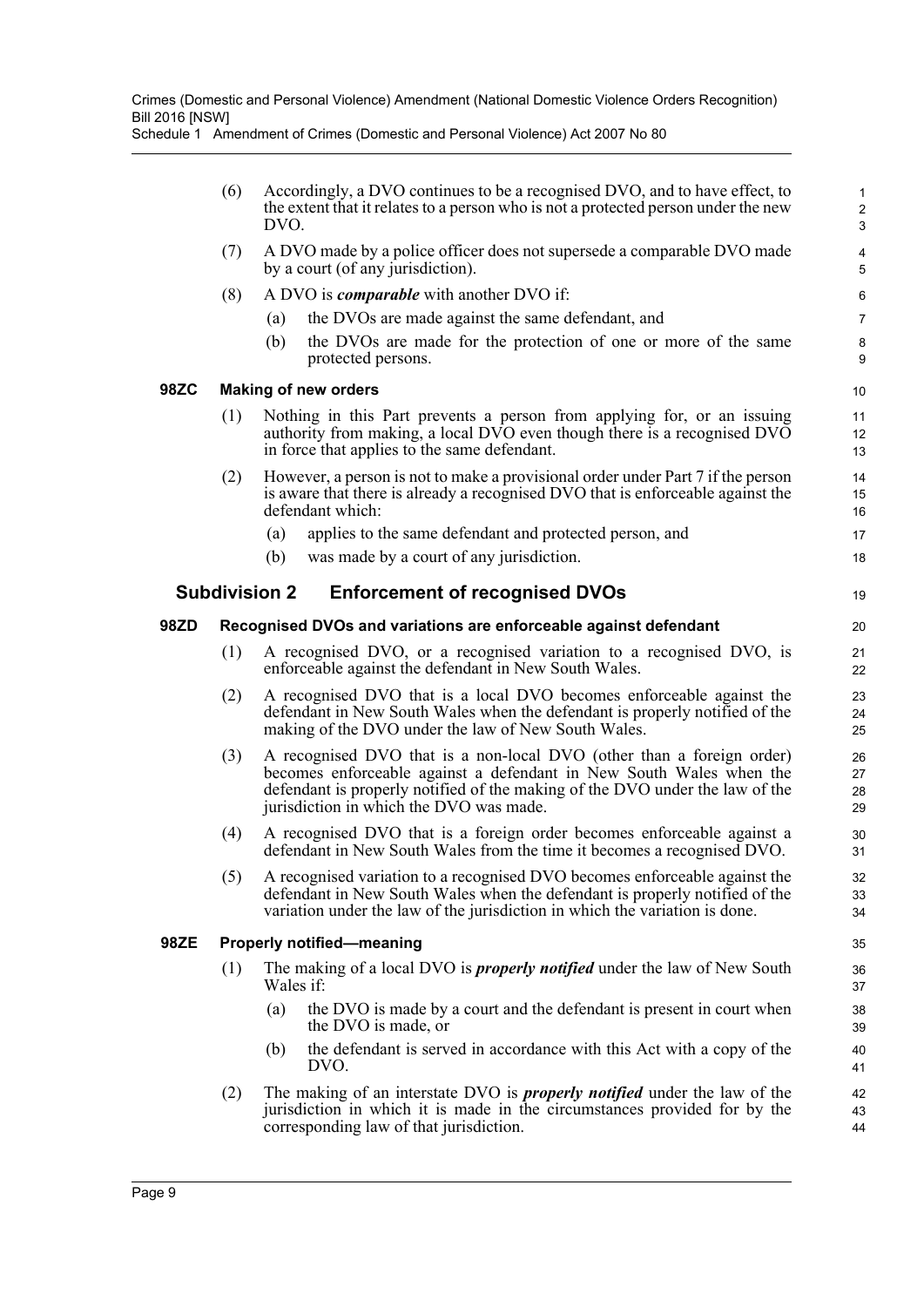(6) Accordingly, a DVO continues to be a recognised DVO, and to have effect, to the extent that it relates to a person who is not a protected person under the new DVO.

(7) A DVO made by a police officer does not supersede a comparable DVO made by a court (of any jurisdiction).

(8) A DVO is ***comparable*** with another DVO if:

- (a) the DVOs are made against the same defendant, and
- (b) the DVOs are made for the protection of one or more of the same protected persons.

#### 98ZC Making of new orders

(1) Nothing in this Part prevents a person from applying for, or an issuing authority from making, a local DVO even though there is a recognised DVO in force that applies to the same defendant.

(2) However, a person is not to make a provisional order under Part 7 if the person is aware that there is already a recognised DVO that is enforceable against the defendant which:

- (a) applies to the same defendant and protected person, and
- (b) was made by a court of any jurisdiction.

### Subdivision 2 Enforcement of recognised DVOs

#### 98ZD Recognised DVOs and variations are enforceable against defendant

(1) A recognised DVO, or a recognised variation to a recognised DVO, is enforceable against the defendant in New South Wales.

(2) A recognised DVO that is a local DVO becomes enforceable against the defendant in New South Wales when the defendant is properly notified of the making of the DVO under the law of New South Wales.

(3) A recognised DVO that is a non-local DVO (other than a foreign order) becomes enforceable against a defendant in New South Wales when the defendant is properly notified of the making of the DVO under the law of the jurisdiction in which the DVO was made.

(4) A recognised DVO that is a foreign order becomes enforceable against a defendant in New South Wales from the time it becomes a recognised DVO.

(5) A recognised variation to a recognised DVO becomes enforceable against the defendant in New South Wales when the defendant is properly notified of the variation under the law of the jurisdiction in which the variation is done.

#### 98ZE Properly notified—meaning

(1) The making of a local DVO is ***properly notified*** under the law of New South Wales if:

- (a) the DVO is made by a court and the defendant is present in court when the DVO is made, or
- (b) the defendant is served in accordance with this Act with a copy of the DVO.

(2) The making of an interstate DVO is ***properly notified*** under the law of the jurisdiction in which it is made in the circumstances provided for by the corresponding law of that jurisdiction.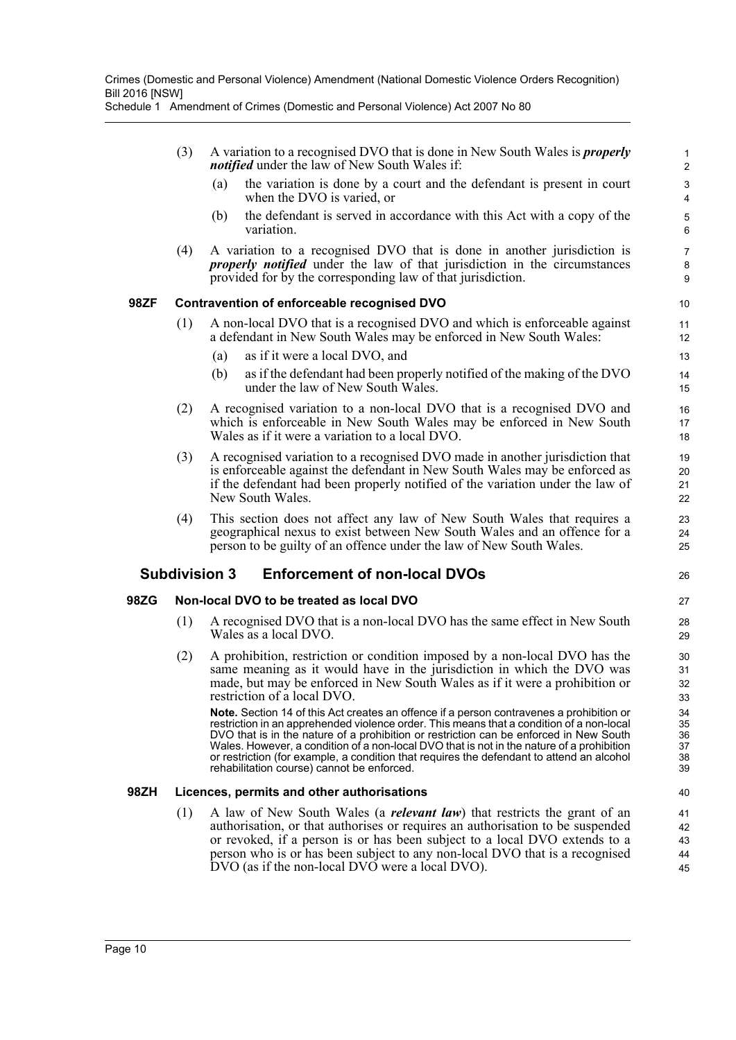(3) A variation to a recognised DVO that is done in New South Wales is ***properly notified*** under the law of New South Wales if:

(a) the variation is done by a court and the defendant is present in court when the DVO is varied, or

(b) the defendant is served in accordance with this Act with a copy of the variation.

(4) A variation to a recognised DVO that is done in another jurisdiction is ***properly notified*** under the law of that jurisdiction in the circumstances provided for by the corresponding law of that jurisdiction.

#### 98ZF Contravention of enforceable recognised DVO

(1) A non-local DVO that is a recognised DVO and which is enforceable against a defendant in New South Wales may be enforced in New South Wales:

(a) as if it were a local DVO, and

(b) as if the defendant had been properly notified of the making of the DVO under the law of New South Wales.

(2) A recognised variation to a non-local DVO that is a recognised DVO and which is enforceable in New South Wales may be enforced in New South Wales as if it were a variation to a local DVO.

(3) A recognised variation to a recognised DVO made in another jurisdiction that is enforceable against the defendant in New South Wales may be enforced as if the defendant had been properly notified of the variation under the law of New South Wales.

(4) This section does not affect any law of New South Wales that requires a geographical nexus to exist between New South Wales and an offence for a person to be guilty of an offence under the law of New South Wales.

### Subdivision 3 Enforcement of non-local DVOs

#### 98ZG Non-local DVO to be treated as local DVO

(1) A recognised DVO that is a non-local DVO has the same effect in New South Wales as a local DVO.

(2) A prohibition, restriction or condition imposed by a non-local DVO has the same meaning as it would have in the jurisdiction in which the DVO was made, but may be enforced in New South Wales as if it were a prohibition or restriction of a local DVO.

**Note.** Section 14 of this Act creates an offence if a person contravenes a prohibition or restriction in an apprehended violence order. This means that a condition of a non-local DVO that is in the nature of a prohibition or restriction can be enforced in New South Wales. However, a condition of a non-local DVO that is not in the nature of a prohibition or restriction (for example, a condition that requires the defendant to attend an alcohol rehabilitation course) cannot be enforced.

#### 98ZH Licences, permits and other authorisations

(1) A law of New South Wales (a ***relevant law***) that restricts the grant of an authorisation, or that authorises or requires an authorisation to be suspended or revoked, if a person is or has been subject to a local DVO extends to a person who is or has been subject to any non-local DVO that is a recognised DVO (as if the non-local DVO were a local DVO).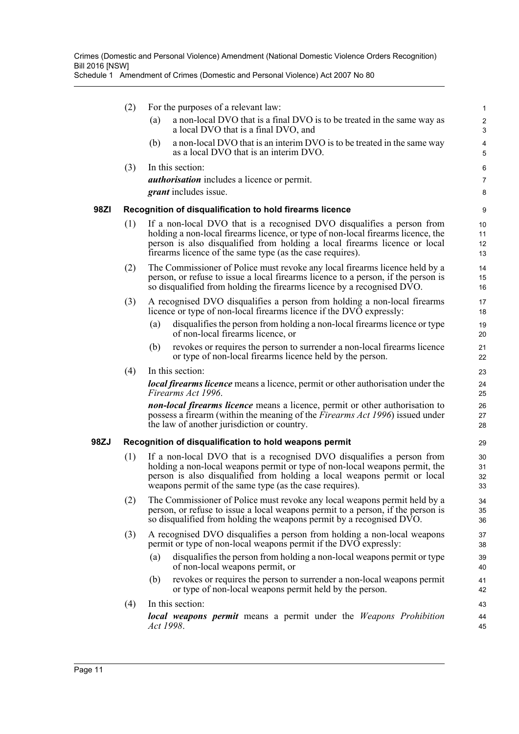(2) For the purposes of a relevant law:

(a) a non-local DVO that is a final DVO is to be treated in the same way as a local DVO that is a final DVO, and

(b) a non-local DVO that is an interim DVO is to be treated in the same way as a local DVO that is an interim DVO.

(3) In this section:

***authorisation*** includes a licence or permit.

***grant*** includes issue.

### 98ZI Recognition of disqualification to hold firearms licence

(1) If a non-local DVO that is a recognised DVO disqualifies a person from holding a non-local firearms licence, or type of non-local firearms licence, the person is also disqualified from holding a local firearms licence or local firearms licence of the same type (as the case requires).

(2) The Commissioner of Police must revoke any local firearms licence held by a person, or refuse to issue a local firearms licence to a person, if the person is so disqualified from holding the firearms licence by a recognised DVO.

(3) A recognised DVO disqualifies a person from holding a non-local firearms licence or type of non-local firearms licence if the DVO expressly:

(a) disqualifies the person from holding a non-local firearms licence or type of non-local firearms licence, or

(b) revokes or requires the person to surrender a non-local firearms licence or type of non-local firearms licence held by the person.

(4) In this section:

***local firearms licence*** means a licence, permit or other authorisation under the *Firearms Act 1996*.

***non-local firearms licence*** means a licence, permit or other authorisation to possess a firearm (within the meaning of the *Firearms Act 1996*) issued under the law of another jurisdiction or country.

### 98ZJ Recognition of disqualification to hold weapons permit

(1) If a non-local DVO that is a recognised DVO disqualifies a person from holding a non-local weapons permit or type of non-local weapons permit, the person is also disqualified from holding a local weapons permit or local weapons permit of the same type (as the case requires).

(2) The Commissioner of Police must revoke any local weapons permit held by a person, or refuse to issue a local weapons permit to a person, if the person is so disqualified from holding the weapons permit by a recognised DVO.

(3) A recognised DVO disqualifies a person from holding a non-local weapons permit or type of non-local weapons permit if the DVO expressly:

(a) disqualifies the person from holding a non-local weapons permit or type of non-local weapons permit, or

(b) revokes or requires the person to surrender a non-local weapons permit or type of non-local weapons permit held by the person.

(4) In this section:

***local weapons permit*** means a permit under the *Weapons Prohibition Act 1998*.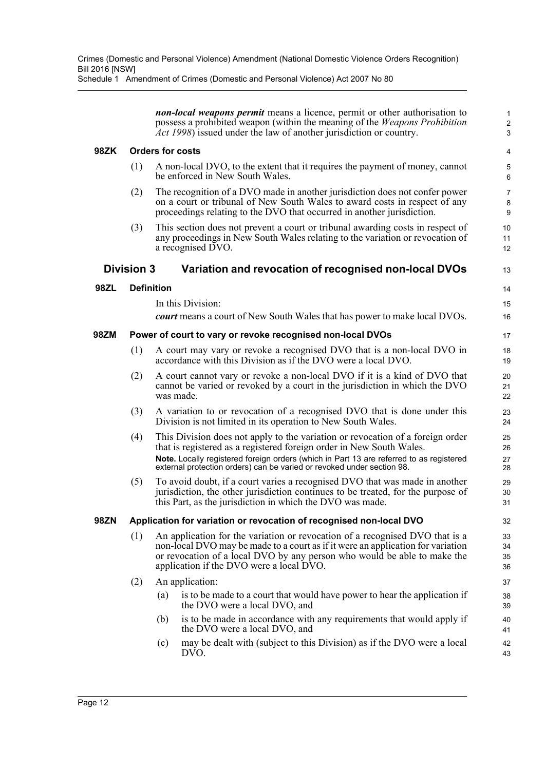***non-local weapons permit*** means a licence, permit or other authorisation to possess a prohibited weapon (within the meaning of the *Weapons Prohibition Act 1998*) issued under the law of another jurisdiction or country.

**98ZK Orders for costs**

(1) A non-local DVO, to the extent that it requires the payment of money, cannot be enforced in New South Wales.

(2) The recognition of a DVO made in another jurisdiction does not confer power on a court or tribunal of New South Wales to award costs in respect of any proceedings relating to the DVO that occurred in another jurisdiction.

(3) This section does not prevent a court or tribunal awarding costs in respect of any proceedings in New South Wales relating to the variation or revocation of a recognised DVO.

## Division 3 Variation and revocation of recognised non-local DVOs

**98ZL Definition**

In this Division:

***court*** means a court of New South Wales that has power to make local DVOs.

**98ZM Power of court to vary or revoke recognised non-local DVOs**

(1) A court may vary or revoke a recognised DVO that is a non-local DVO in accordance with this Division as if the DVO were a local DVO.

(2) A court cannot vary or revoke a non-local DVO if it is a kind of DVO that cannot be varied or revoked by a court in the jurisdiction in which the DVO was made.

(3) A variation to or revocation of a recognised DVO that is done under this Division is not limited in its operation to New South Wales.

(4) This Division does not apply to the variation or revocation of a foreign order that is registered as a registered foreign order in New South Wales.

**Note.** Locally registered foreign orders (which in Part 13 are referred to as registered external protection orders) can be varied or revoked under section 98.

(5) To avoid doubt, if a court varies a recognised DVO that was made in another jurisdiction, the other jurisdiction continues to be treated, for the purpose of this Part, as the jurisdiction in which the DVO was made.

**98ZN Application for variation or revocation of recognised non-local DVO**

(1) An application for the variation or revocation of a recognised DVO that is a non-local DVO may be made to a court as if it were an application for variation or revocation of a local DVO by any person who would be able to make the application if the DVO were a local DVO.

(2) An application:

(a) is to be made to a court that would have power to hear the application if the DVO were a local DVO, and

(b) is to be made in accordance with any requirements that would apply if the DVO were a local DVO, and

(c) may be dealt with (subject to this Division) as if the DVO were a local DVO.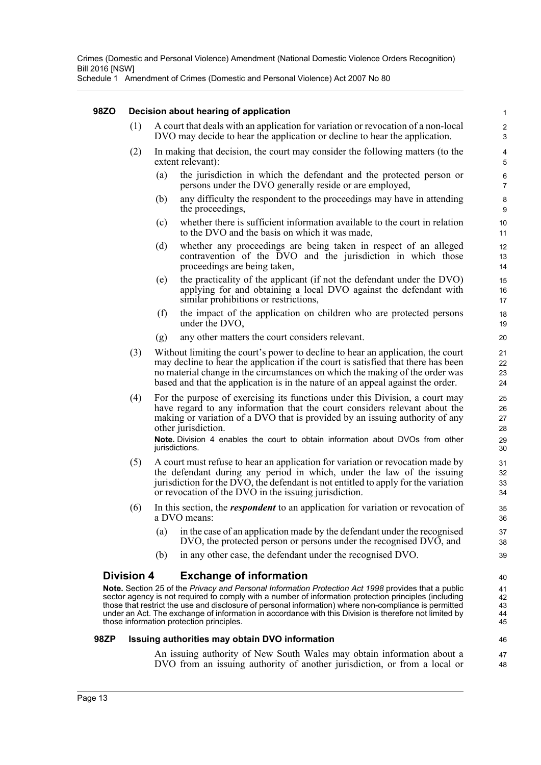#### 98ZO Decision about hearing of application

(1) A court that deals with an application for variation or revocation of a non-local DVO may decide to hear the application or decline to hear the application.

(2) In making that decision, the court may consider the following matters (to the extent relevant):

- (a) the jurisdiction in which the defendant and the protected person or persons under the DVO generally reside or are employed,
- (b) any difficulty the respondent to the proceedings may have in attending the proceedings,
- (c) whether there is sufficient information available to the court in relation to the DVO and the basis on which it was made,
- (d) whether any proceedings are being taken in respect of an alleged contravention of the DVO and the jurisdiction in which those proceedings are being taken,
- (e) the practicality of the applicant (if not the defendant under the DVO) applying for and obtaining a local DVO against the defendant with similar prohibitions or restrictions,
- (f) the impact of the application on children who are protected persons under the DVO,
- (g) any other matters the court considers relevant.

(3) Without limiting the court's power to decline to hear an application, the court may decline to hear the application if the court is satisfied that there has been no material change in the circumstances on which the making of the order was based and that the application is in the nature of an appeal against the order.

(4) For the purpose of exercising its functions under this Division, a court may have regard to any information that the court considers relevant about the making or variation of a DVO that is provided by an issuing authority of any other jurisdiction.

**Note.** Division 4 enables the court to obtain information about DVOs from other jurisdictions.

(5) A court must refuse to hear an application for variation or revocation made by the defendant during any period in which, under the law of the issuing jurisdiction for the DVO, the defendant is not entitled to apply for the variation or revocation of the DVO in the issuing jurisdiction.

(6) In this section, the ***respondent*** to an application for variation or revocation of a DVO means:

- (a) in the case of an application made by the defendant under the recognised DVO, the protected person or persons under the recognised DVO, and
- (b) in any other case, the defendant under the recognised DVO.

### Division 4 Exchange of information

**Note.** Section 25 of the *Privacy and Personal Information Protection Act 1998* provides that a public sector agency is not required to comply with a number of information protection principles (including those that restrict the use and disclosure of personal information) where non-compliance is permitted under an Act. The exchange of information in accordance with this Division is therefore not limited by those information protection principles.

#### 98ZP Issuing authorities may obtain DVO information

An issuing authority of New South Wales may obtain information about a DVO from an issuing authority of another jurisdiction, or from a local or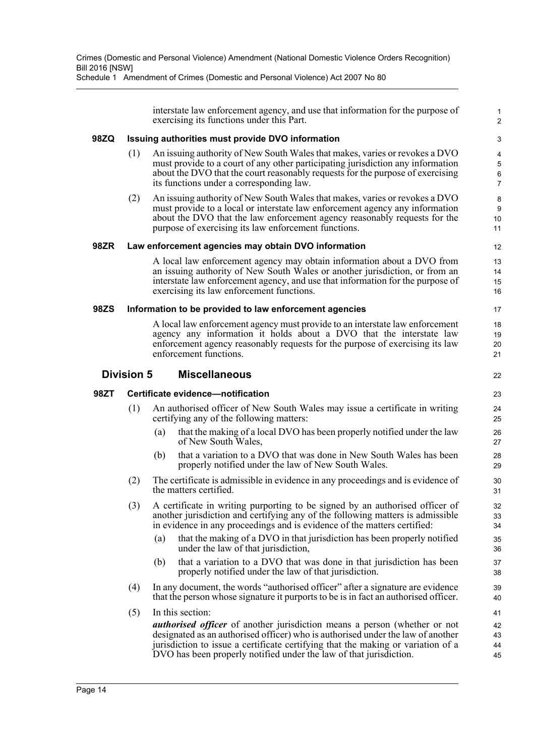interstate law enforcement agency, and use that information for the purpose of exercising its functions under this Part.

### 98ZQ Issuing authorities must provide DVO information

(1) An issuing authority of New South Wales that makes, varies or revokes a DVO must provide to a court of any other participating jurisdiction any information about the DVO that the court reasonably requests for the purpose of exercising its functions under a corresponding law.

(2) An issuing authority of New South Wales that makes, varies or revokes a DVO must provide to a local or interstate law enforcement agency any information about the DVO that the law enforcement agency reasonably requests for the purpose of exercising its law enforcement functions.

### 98ZR Law enforcement agencies may obtain DVO information

A local law enforcement agency may obtain information about a DVO from an issuing authority of New South Wales or another jurisdiction, or from an interstate law enforcement agency, and use that information for the purpose of exercising its law enforcement functions.

### 98ZS Information to be provided to law enforcement agencies

A local law enforcement agency must provide to an interstate law enforcement agency any information it holds about a DVO that the interstate law enforcement agency reasonably requests for the purpose of exercising its law enforcement functions.

## Division 5 Miscellaneous

### 98ZT Certificate evidence—notification

(1) An authorised officer of New South Wales may issue a certificate in writing certifying any of the following matters:

(a) that the making of a local DVO has been properly notified under the law of New South Wales,

(b) that a variation to a DVO that was done in New South Wales has been properly notified under the law of New South Wales.

(2) The certificate is admissible in evidence in any proceedings and is evidence of the matters certified.

(3) A certificate in writing purporting to be signed by an authorised officer of another jurisdiction and certifying any of the following matters is admissible in evidence in any proceedings and is evidence of the matters certified:

(a) that the making of a DVO in that jurisdiction has been properly notified under the law of that jurisdiction,

(b) that a variation to a DVO that was done in that jurisdiction has been properly notified under the law of that jurisdiction.

(4) In any document, the words "authorised officer" after a signature are evidence that the person whose signature it purports to be is in fact an authorised officer.

(5) In this section:

***authorised officer*** of another jurisdiction means a person (whether or not designated as an authorised officer) who is authorised under the law of another jurisdiction to issue a certificate certifying that the making or variation of a DVO has been properly notified under the law of that jurisdiction.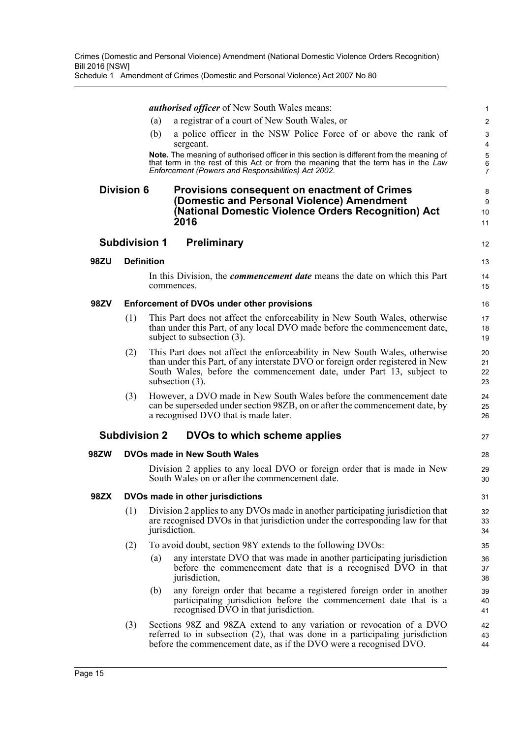***authorised officer*** of New South Wales means:

(a) a registrar of a court of New South Wales, or

(b) a police officer in the NSW Police Force of or above the rank of sergeant.

**Note.** The meaning of authorised officer in this section is different from the meaning of that term in the rest of this Act or from the meaning that the term has in the *Law Enforcement (Powers and Responsibilities) Act 2002*.

## Division 6 Provisions consequent on enactment of Crimes (Domestic and Personal Violence) Amendment (National Domestic Violence Orders Recognition) Act 2016

### Subdivision 1 Preliminary

#### 98ZU Definition

In this Division, the ***commencement date*** means the date on which this Part commences.

#### 98ZV Enforcement of DVOs under other provisions

(1) This Part does not affect the enforceability in New South Wales, otherwise than under this Part, of any local DVO made before the commencement date, subject to subsection (3).

(2) This Part does not affect the enforceability in New South Wales, otherwise than under this Part, of any interstate DVO or foreign order registered in New South Wales, before the commencement date, under Part 13, subject to subsection (3).

(3) However, a DVO made in New South Wales before the commencement date can be superseded under section 98ZB, on or after the commencement date, by a recognised DVO that is made later.

### Subdivision 2 DVOs to which scheme applies

#### 98ZW DVOs made in New South Wales

Division 2 applies to any local DVO or foreign order that is made in New South Wales on or after the commencement date.

#### 98ZX DVOs made in other jurisdictions

(1) Division 2 applies to any DVOs made in another participating jurisdiction that are recognised DVOs in that jurisdiction under the corresponding law for that jurisdiction.

(2) To avoid doubt, section 98Y extends to the following DVOs:

(a) any interstate DVO that was made in another participating jurisdiction before the commencement date that is a recognised DVO in that jurisdiction,

(b) any foreign order that became a registered foreign order in another participating jurisdiction before the commencement date that is a recognised DVO in that jurisdiction.

(3) Sections 98Z and 98ZA extend to any variation or revocation of a DVO referred to in subsection (2), that was done in a participating jurisdiction before the commencement date, as if the DVO were a recognised DVO.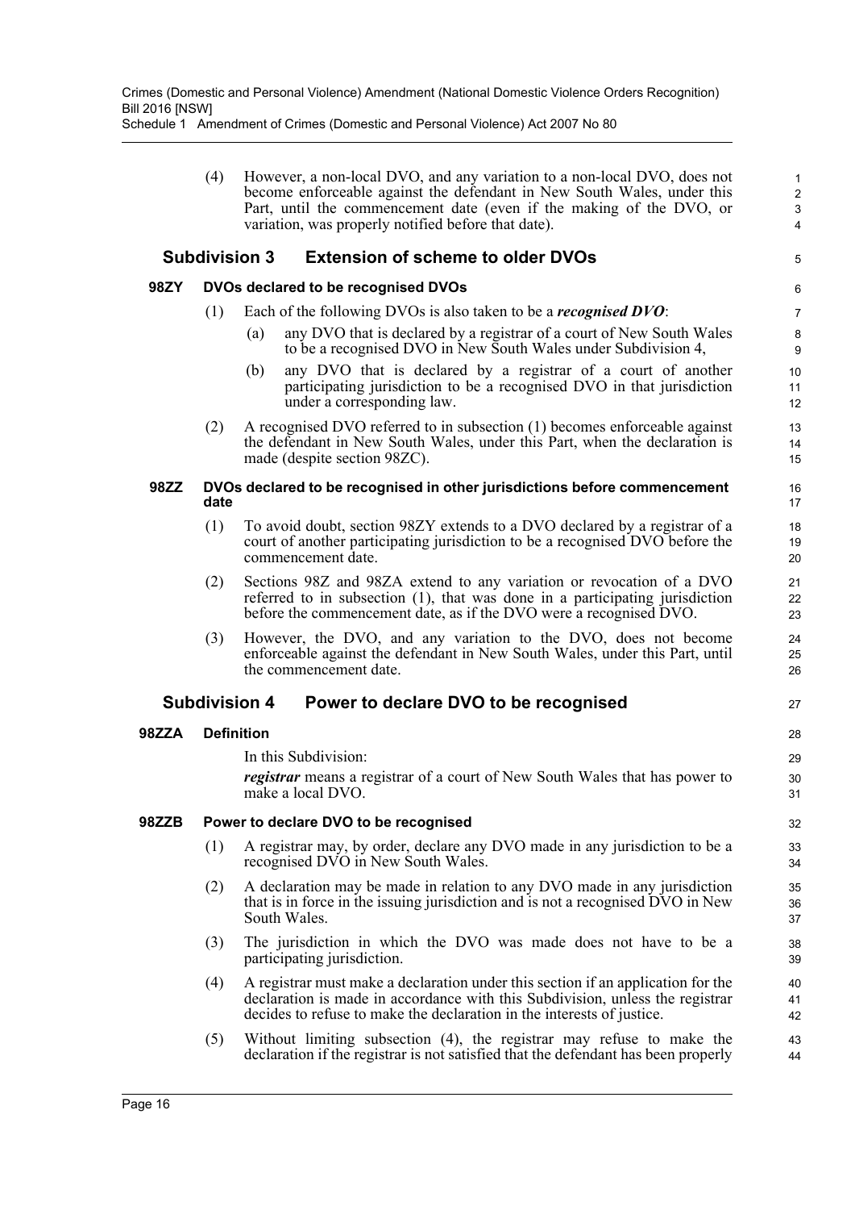(4) However, a non-local DVO, and any variation to a non-local DVO, does not become enforceable against the defendant in New South Wales, under this Part, until the commencement date (even if the making of the DVO, or variation, was properly notified before that date).

## Subdivision 3 Extension of scheme to older DVOs

### 98ZY DVOs declared to be recognised DVOs

(1) Each of the following DVOs is also taken to be a ***recognised DVO***:

- (a) any DVO that is declared by a registrar of a court of New South Wales to be a recognised DVO in New South Wales under Subdivision 4,
- (b) any DVO that is declared by a registrar of a court of another participating jurisdiction to be a recognised DVO in that jurisdiction under a corresponding law.

(2) A recognised DVO referred to in subsection (1) becomes enforceable against the defendant in New South Wales, under this Part, when the declaration is made (despite section 98ZC).

### 98ZZ DVOs declared to be recognised in other jurisdictions before commencement date

(1) To avoid doubt, section 98ZY extends to a DVO declared by a registrar of a court of another participating jurisdiction to be a recognised DVO before the commencement date.

(2) Sections 98Z and 98ZA extend to any variation or revocation of a DVO referred to in subsection (1), that was done in a participating jurisdiction before the commencement date, as if the DVO were a recognised DVO.

(3) However, the DVO, and any variation to the DVO, does not become enforceable against the defendant in New South Wales, under this Part, until the commencement date.

## Subdivision 4 Power to declare DVO to be recognised

### 98ZZA Definition

In this Subdivision:

***registrar*** means a registrar of a court of New South Wales that has power to make a local DVO.

### 98ZZB Power to declare DVO to be recognised

(1) A registrar may, by order, declare any DVO made in any jurisdiction to be a recognised DVO in New South Wales.

(2) A declaration may be made in relation to any DVO made in any jurisdiction that is in force in the issuing jurisdiction and is not a recognised DVO in New South Wales.

(3) The jurisdiction in which the DVO was made does not have to be a participating jurisdiction.

(4) A registrar must make a declaration under this section if an application for the declaration is made in accordance with this Subdivision, unless the registrar decides to refuse to make the declaration in the interests of justice.

(5) Without limiting subsection (4), the registrar may refuse to make the declaration if the registrar is not satisfied that the defendant has been properly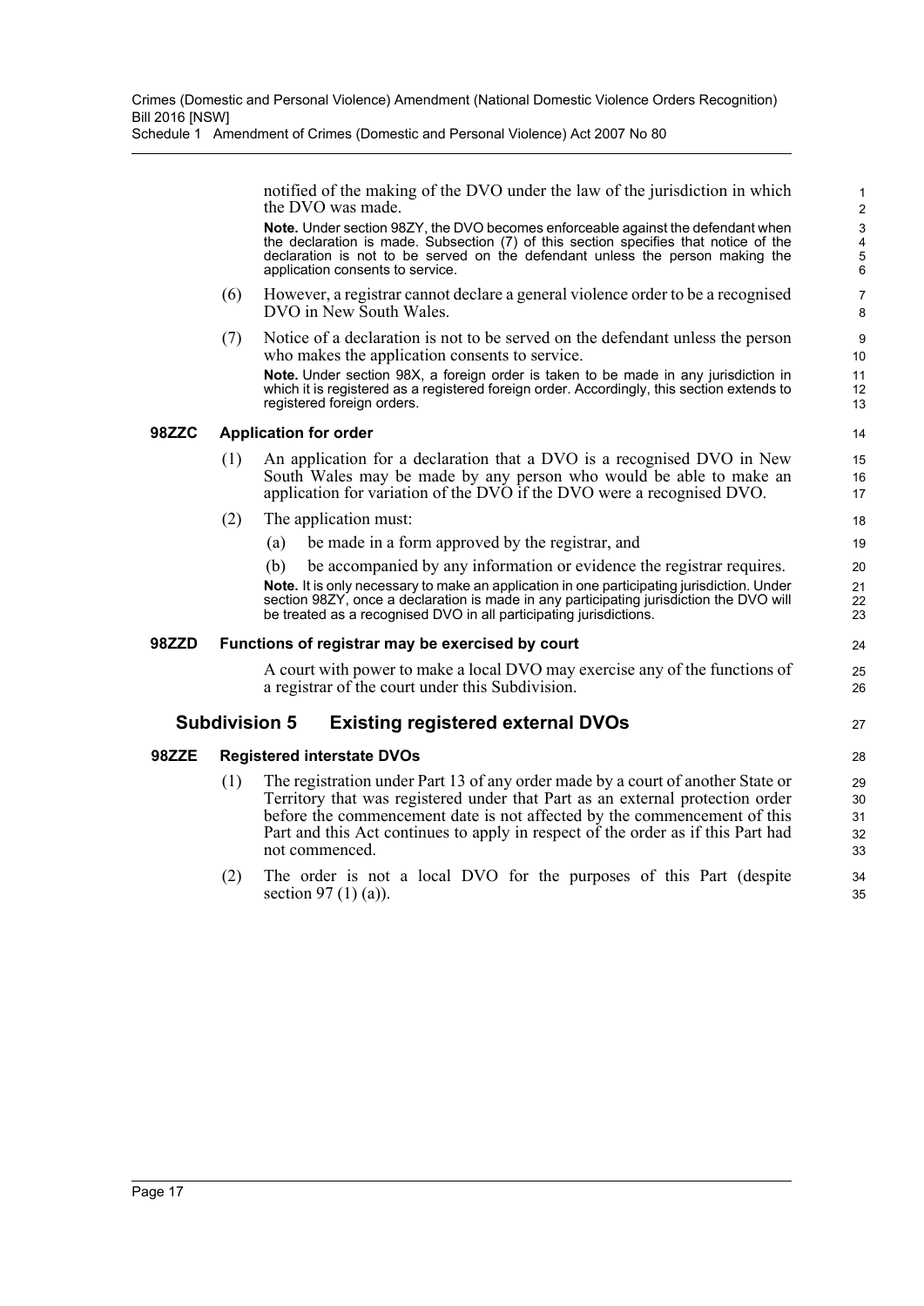notified of the making of the DVO under the law of the jurisdiction in which the DVO was made.

**Note.** Under section 98ZY, the DVO becomes enforceable against the defendant when the declaration is made. Subsection (7) of this section specifies that notice of the declaration is not to be served on the defendant unless the person making the application consents to service.

(6) However, a registrar cannot declare a general violence order to be a recognised DVO in New South Wales.

(7) Notice of a declaration is not to be served on the defendant unless the person who makes the application consents to service.

**Note.** Under section 98X, a foreign order is taken to be made in any jurisdiction in which it is registered as a registered foreign order. Accordingly, this section extends to registered foreign orders.

#### 98ZZC Application for order

(1) An application for a declaration that a DVO is a recognised DVO in New South Wales may be made by any person who would be able to make an application for variation of the DVO if the DVO were a recognised DVO.

(2) The application must:

(a) be made in a form approved by the registrar, and

(b) be accompanied by any information or evidence the registrar requires.

**Note.** It is only necessary to make an application in one participating jurisdiction. Under section 98ZY, once a declaration is made in any participating jurisdiction the DVO will be treated as a recognised DVO in all participating jurisdictions.

#### 98ZZD Functions of registrar may be exercised by court

A court with power to make a local DVO may exercise any of the functions of a registrar of the court under this Subdivision.

### Subdivision 5 Existing registered external DVOs

#### 98ZZE Registered interstate DVOs

(1) The registration under Part 13 of any order made by a court of another State or Territory that was registered under that Part as an external protection order before the commencement date is not affected by the commencement of this Part and this Act continues to apply in respect of the order as if this Part had not commenced.

(2) The order is not a local DVO for the purposes of this Part (despite section 97 (1) (a)).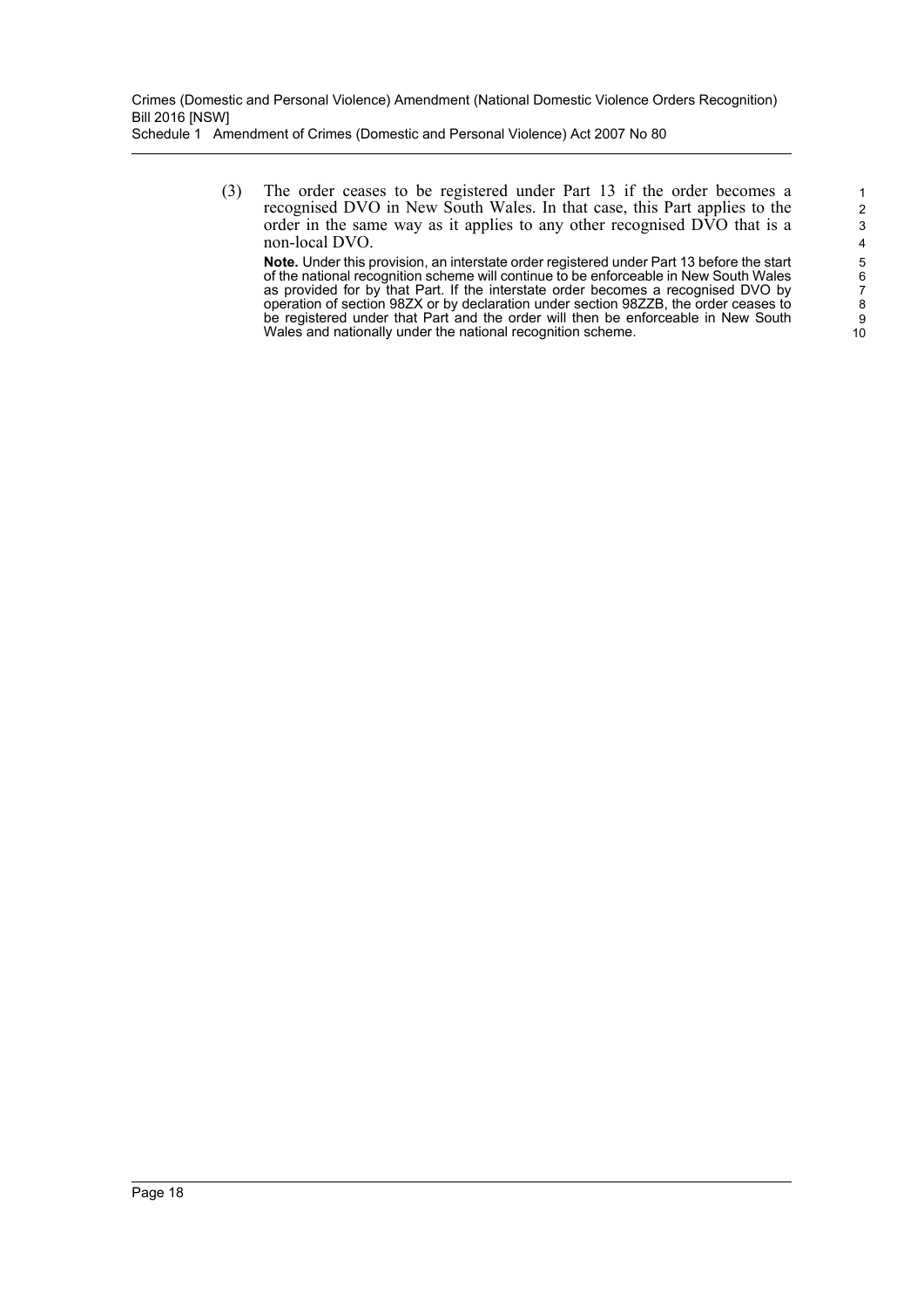(3) The order ceases to be registered under Part 13 if the order becomes a recognised DVO in New South Wales. In that case, this Part applies to the order in the same way as it applies to any other recognised DVO that is a non-local DVO.

**Note.** Under this provision, an interstate order registered under Part 13 before the start of the national recognition scheme will continue to be enforceable in New South Wales as provided for by that Part. If the interstate order becomes a recognised DVO by operation of section 98ZX or by declaration under section 98ZZB, the order ceases to be registered under that Part and the order will then be enforceable in New South Wales and nationally under the national recognition scheme.